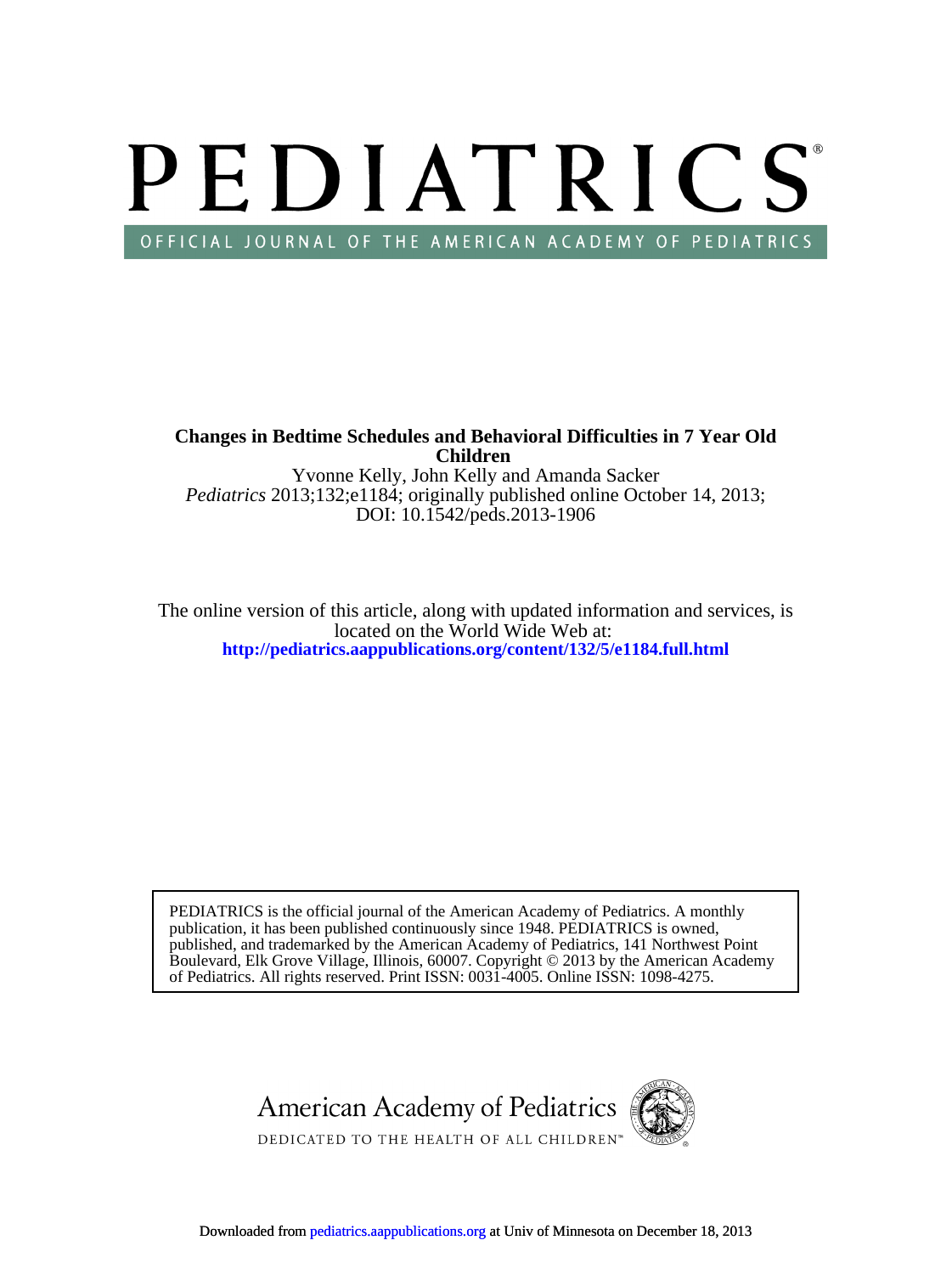# PEDIATRICS

OFFICIAL JOURNAL OF THE AMERICAN ACADEMY OF PEDIATRICS

**Changes in Bedtime Schedules and Behavioral Difficulties in 7 Year Old Children**

Yvonne Kelly, John Kelly and Amanda Sacker

*Pediatrics* 2013;132;e1184; originally published online October 14, 2013;

DOI: 10.1542/peds.2013-1906

The online version of this article, along with updated information and services, is located on the World Wide Web at:

**http://pediatrics.aappublications.org/content/132/5/e1184.full.html**

PEDIATRICS is the official journal of the American Academy of Pediatrics. A monthly publication, it has been published continuously since 1948. PEDIATRICS is owned, published, and trademarked by the American Academy of Pediatrics, 141 Northwest Point Boulevard, Elk Grove Village, Illinois, 60007. Copyright © 2013 by the American Academy of Pediatrics. All rights reserved. Print ISSN: 0031-4005. Online ISSN: 1098-4275.

American Academy of Pediatrics

DEDICATED TO THE HEALTH OF ALL CHILDREN™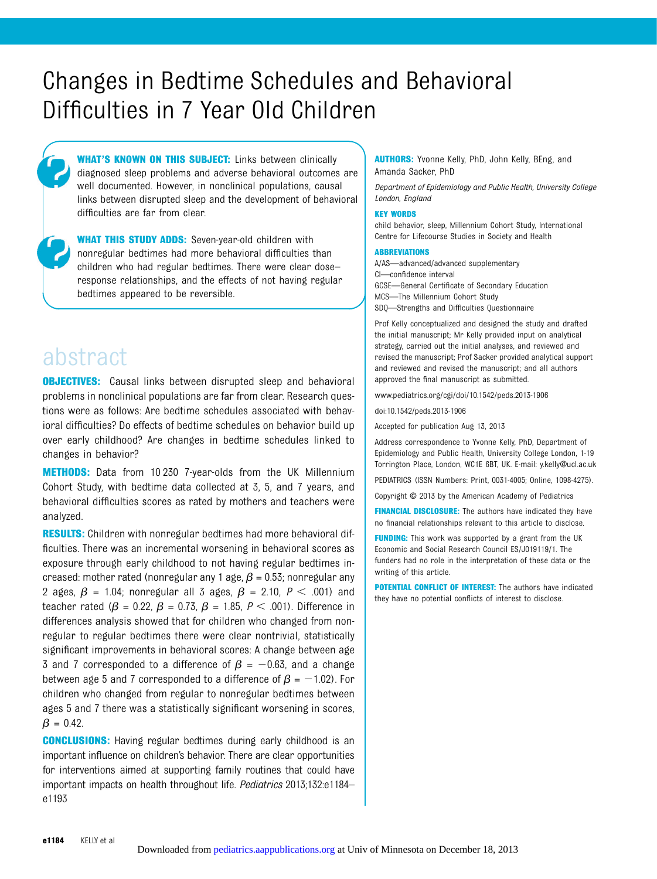# Changes in Bedtime Schedules and Behavioral Difficulties in 7 Year Old Children

**WHAT'S KNOWN ON THIS SUBJECT:** Links between clinically diagnosed sleep problems and adverse behavioral outcomes are well documented. However, in nonclinical populations, causal links between disrupted sleep and the development of behavioral difficulties are far from clear.

**WHAT THIS STUDY ADDS:** Seven-year-old children with nonregular bedtimes had more behavioral difficulties than children who had regular bedtimes. There were clear dose–response relationships, and the effects of not having regular bedtimes appeared to be reversible.

## abstract

**OBJECTIVES:** Causal links between disrupted sleep and behavioral problems in nonclinical populations are far from clear. Research questions were as follows: Are bedtime schedules associated with behavioral difficulties? Do effects of bedtime schedules on behavior build up over early childhood? Are changes in bedtime schedules linked to changes in behavior?

**METHODS:** Data from 10 230 7-year-olds from the UK Millennium Cohort Study, with bedtime data collected at 3, 5, and 7 years, and behavioral difficulties scores as rated by mothers and teachers were analyzed.

**RESULTS:** Children with nonregular bedtimes had more behavioral difficulties. There was an incremental worsening in behavioral scores as exposure through early childhood to not having regular bedtimes increased: mother rated (nonregular any 1 age, $\beta = 0.53$; nonregular any 2 ages, $\beta = 1.04$; nonregular all 3 ages, $\beta = 2.10$, $P < .001$) and teacher rated ($\beta = 0.22$, $\beta = 0.73$, $\beta = 1.85$, $P < .001$). Difference in differences analysis showed that for children who changed from nonregular to regular bedtimes there were clear nontrivial, statistically significant improvements in behavioral scores: A change between age 3 and 7 corresponded to a difference of $\beta = -0.63$, and a change between age 5 and 7 corresponded to a difference of $\beta = -1.02$). For children who changed from regular to nonregular bedtimes between ages 5 and 7 there was a statistically significant worsening in scores, $\beta = 0.42$.

**CONCLUSIONS:** Having regular bedtimes during early childhood is an important influence on children's behavior. There are clear opportunities for interventions aimed at supporting family routines that could have important impacts on health throughout life. *Pediatrics* 2013;132:e1184–e1193

**AUTHORS:** Yvonne Kelly, PhD, John Kelly, BEng, and Amanda Sacker, PhD

*Department of Epidemiology and Public Health, University College London, England*

**KEY WORDS**

child behavior, sleep, Millennium Cohort Study, International Centre for Lifecourse Studies in Society and Health

**ABBREVIATIONS**

A/AS—advanced/advanced supplementary
CI—confidence interval
GCSE—General Certificate of Secondary Education
MCS—The Millennium Cohort Study
SDQ—Strengths and Difficulties Questionnaire

Prof Kelly conceptualized and designed the study and drafted the initial manuscript; Mr Kelly provided input on analytical strategy, carried out the initial analyses, and reviewed and revised the manuscript; Prof Sacker provided analytical support and reviewed and revised the manuscript; and all authors approved the final manuscript as submitted.

www.pediatrics.org/cgi/doi/10.1542/peds.2013-1906

doi:10.1542/peds.2013-1906

Accepted for publication Aug 13, 2013

Address correspondence to Yvonne Kelly, PhD, Department of Epidemiology and Public Health, University College London, 1-19 Torrington Place, London, WC1E 6BT, UK. E-mail: y.kelly@ucl.ac.uk

PEDIATRICS (ISSN Numbers: Print, 0031-4005; Online, 1098-4275).

Copyright © 2013 by the American Academy of Pediatrics

**FINANCIAL DISCLOSURE:** The authors have indicated they have no financial relationships relevant to this article to disclose.

**FUNDING:** This work was supported by a grant from the UK Economic and Social Research Council ES/J019119/1. The funders had no role in the interpretation of these data or the writing of this article.

**POTENTIAL CONFLICT OF INTEREST:** The authors have indicated they have no potential conflicts of interest to disclose.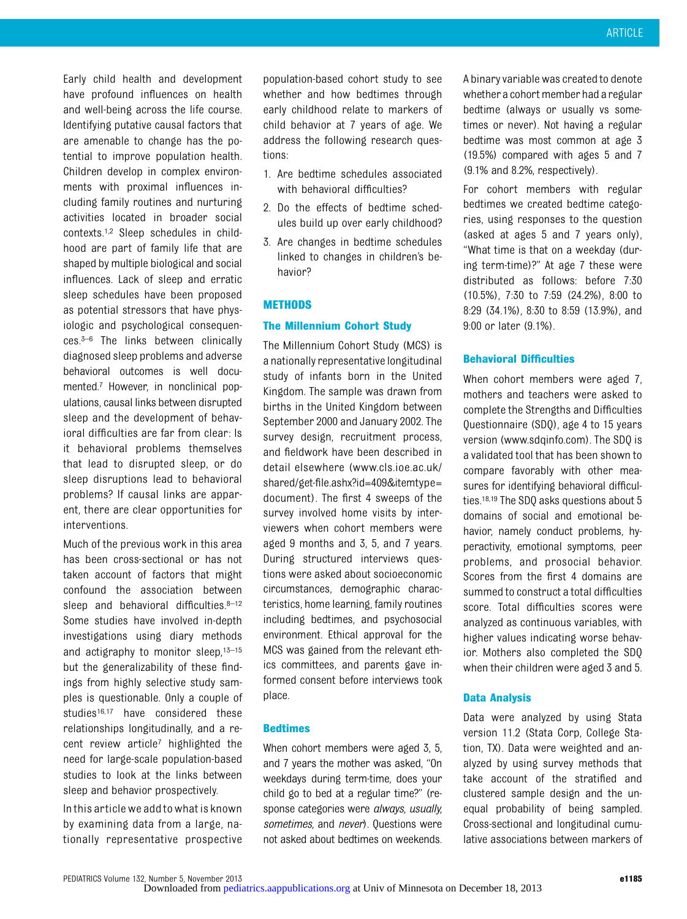Early child health and development have profound influences on health and well-being across the life course. Identifying putative causal factors that are amenable to change has the potential to improve population health. Children develop in complex environments with proximal influences including family routines and nurturing activities located in broader social contexts.[1,2] Sleep schedules in childhood are part of family life that are shaped by multiple biological and social influences. Lack of sleep and erratic sleep schedules have been proposed as potential stressors that have physiologic and psychological consequences.[3–6] The links between clinically diagnosed sleep problems and adverse behavioral outcomes is well documented.[7] However, in nonclinical populations, causal links between disrupted sleep and the development of behavioral difficulties are far from clear: Is it behavioral problems themselves that lead to disrupted sleep, or do sleep disruptions lead to behavioral problems? If causal links are apparent, there are clear opportunities for interventions.

Much of the previous work in this area has been cross-sectional or has not taken account of factors that might confound the association between sleep and behavioral difficulties.[8–12] Some studies have involved in-depth investigations using diary methods and actigraphy to monitor sleep,[13–15] but the generalizability of these findings from highly selective study samples is questionable. Only a couple of studies[16,17] have considered these relationships longitudinally, and a recent review article[7] highlighted the need for large-scale population-based studies to look at the links between sleep and behavior prospectively.

In this article we add to what is known by examining data from a large, nationally representative prospective population-based cohort study to see whether and how bedtimes through early childhood relate to markers of child behavior at 7 years of age. We address the following research questions:

1. Are bedtime schedules associated with behavioral difficulties?
2. Do the effects of bedtime schedules build up over early childhood?
3. Are changes in bedtime schedules linked to changes in children's behavior?

## METHODS

### The Millennium Cohort Study

The Millennium Cohort Study (MCS) is a nationally representative longitudinal study of infants born in the United Kingdom. The sample was drawn from births in the United Kingdom between September 2000 and January 2002. The survey design, recruitment process, and fieldwork have been described in detail elsewhere (www.cls.ioe.ac.uk/shared/get-file.ashx?id=409&itemtype=document). The first 4 sweeps of the survey involved home visits by interviewers when cohort members were aged 9 months and 3, 5, and 7 years. During structured interviews questions were asked about socioeconomic circumstances, demographic characteristics, home learning, family routines including bedtimes, and psychosocial environment. Ethical approval for the MCS was gained from the relevant ethics committees, and parents gave informed consent before interviews took place.

### Bedtimes

When cohort members were aged 3, 5, and 7 years the mother was asked, "On weekdays during term-time, does your child go to bed at a regular time?" (response categories were *always, usually, sometimes,* and *never*). Questions were not asked about bedtimes on weekends.

A binary variable was created to denote whether a cohort member had a regular bedtime (always or usually vs sometimes or never). Not having a regular bedtime was most common at age 3 (19.5%) compared with ages 5 and 7 (9.1% and 8.2%, respectively).

For cohort members with regular bedtimes we created bedtime categories, using responses to the question (asked at ages 5 and 7 years only), "What time is that on a weekday (during term-time)?" At age 7 these were distributed as follows: before 7:30 (10.5%), 7:30 to 7:59 (24.2%), 8:00 to 8:29 (34.1%), 8:30 to 8:59 (13.9%), and 9:00 or later (9.1%).

### Behavioral Difficulties

When cohort members were aged 7, mothers and teachers were asked to complete the Strengths and Difficulties Questionnaire (SDQ), age 4 to 15 years version (www.sdqinfo.com). The SDQ is a validated tool that has been shown to compare favorably with other measures for identifying behavioral difficulties.[18,19] The SDQ asks questions about 5 domains of social and emotional behavior, namely conduct problems, hyperactivity, emotional symptoms, peer problems, and prosocial behavior. Scores from the first 4 domains are summed to construct a total difficulties score. Total difficulties scores were analyzed as continuous variables, with higher values indicating worse behavior. Mothers also completed the SDQ when their children were aged 3 and 5.

### Data Analysis

Data were analyzed by using Stata version 11.2 (Stata Corp, College Station, TX). Data were weighted and analyzed by using survey methods that take account of the stratified and clustered sample design and the unequal probability of being sampled. Cross-sectional and longitudinal cumulative associations between markers of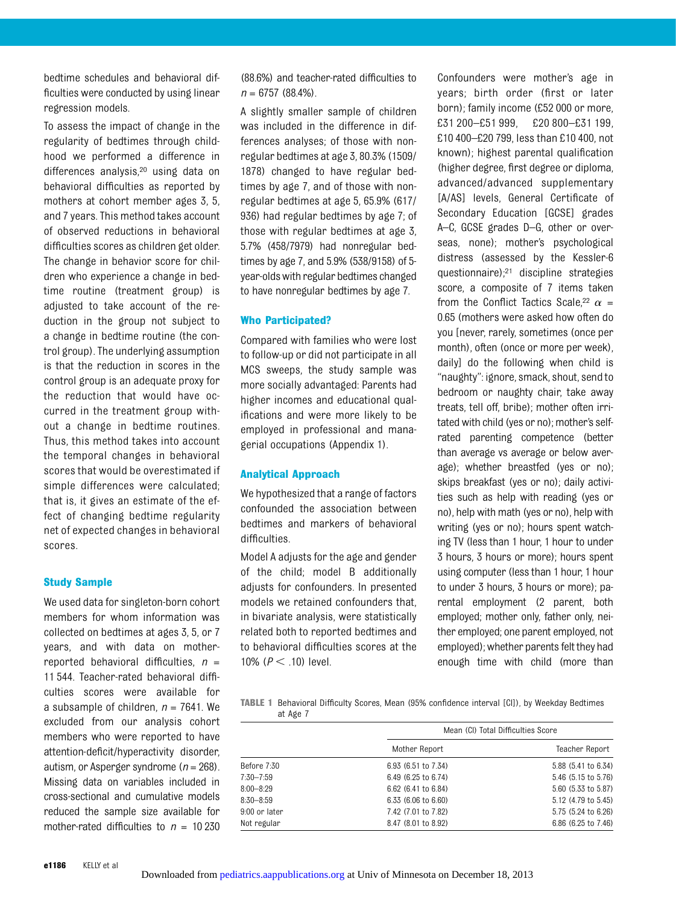bedtime schedules and behavioral difficulties were conducted by using linear regression models.

To assess the impact of change in the regularity of bedtimes through childhood we performed a difference in differences analysis,[20] using data on behavioral difficulties as reported by mothers at cohort member ages 3, 5, and 7 years. This method takes account of observed reductions in behavioral difficulties scores as children get older. The change in behavior score for children who experience a change in bedtime routine (treatment group) is adjusted to take account of the reduction in the group not subject to a change in bedtime routine (the control group). The underlying assumption is that the reduction in scores in the control group is an adequate proxy for the reduction that would have occurred in the treatment group without a change in bedtime routines. Thus, this method takes into account the temporal changes in behavioral scores that would be overestimated if simple differences were calculated; that is, it gives an estimate of the effect of changing bedtime regularity net of expected changes in behavioral scores.

### Study Sample

We used data for singleton-born cohort members for whom information was collected on bedtimes at ages 3, 5, or 7 years, and with data on mother-reported behavioral difficulties, $n$ = 11 544. Teacher-rated behavioral difficulties scores were available for a subsample of children, $n$ = 7641. We excluded from our analysis cohort members who were reported to have attention-deficit/hyperactivity disorder, autism, or Asperger syndrome ($n$ = 268). Missing data on variables included in cross-sectional and cumulative models reduced the sample size available for mother-rated difficulties to $n$ = 10 230 (88.6%) and teacher-rated difficulties to $n$ = 6757 (88.4%).

A slightly smaller sample of children was included in the difference in differences analyses; of those with nonregular bedtimes at age 3, 80.3% (1509/1878) changed to have regular bedtimes by age 7, and of those with nonregular bedtimes at age 5, 65.9% (617/936) had regular bedtimes by age 7; of those with regular bedtimes at age 3, 5.7% (458/7979) had nonregular bedtimes by age 7, and 5.9% (538/9158) of 5-year-olds with regular bedtimes changed to have nonregular bedtimes by age 7.

### Who Participated?

Compared with families who were lost to follow-up or did not participate in all MCS sweeps, the study sample was more socially advantaged: Parents had higher incomes and educational qualifications and were more likely to be employed in professional and managerial occupations (Appendix 1).

### Analytical Approach

We hypothesized that a range of factors confounded the association between bedtimes and markers of behavioral difficulties.

Model A adjusts for the age and gender of the child; model B additionally adjusts for confounders. In presented models we retained confounders that, in bivariate analysis, were statistically related both to reported bedtimes and to behavioral difficulties scores at the 10% ($P < .10$) level.

Confounders were mother's age in years; birth order (first or later born); family income (£52 000 or more, £31 200–£51 999, £20 800–£31 199, £10 400–£20 799, less than £10 400, not known); highest parental qualification (higher degree, first degree or diploma, advanced/advanced supplementary [A/AS] levels, General Certificate of Secondary Education [GCSE] grades A–C, GCSE grades D–G, other or overseas, none); mother's psychological distress (assessed by the Kessler-6 questionnaire);[21] discipline strategies score, a composite of 7 items taken from the Conflict Tactics Scale,[22] $\alpha$ = 0.65 (mothers were asked how often do you [never, rarely, sometimes (once per month), often (once or more per week), daily] do the following when child is "naughty": ignore, smack, shout, send to bedroom or naughty chair, take away treats, tell off, bribe); mother often irritated with child (yes or no); mother's self-rated parenting competence (better than average vs average or below average); whether breastfed (yes or no); skips breakfast (yes or no); daily activities such as help with reading (yes or no), help with math (yes or no), help with writing (yes or no); hours spent watching TV (less than 1 hour, 1 hour to under 3 hours, 3 hours or more); hours spent using computer (less than 1 hour, 1 hour to under 3 hours, 3 hours or more); parental employment (2 parent, both employed; mother only, father only, neither employed; one parent employed, not employed); whether parents felt they had enough time with child (more than

**TABLE 1** Behavioral Difficulty Scores, Mean (95% confidence interval [CI]), by Weekday Bedtimes at Age 7

| | Mean (CI) Total Difficulties Score | |
|---|---|---|
| | Mother Report | Teacher Report |
| Before 7:30 | 6.93 (6.51 to 7.34) | 5.88 (5.41 to 6.34) |
| 7:30–7:59 | 6.49 (6.25 to 6.74) | 5.46 (5.15 to 5.76) |
| 8:00–8:29 | 6.62 (6.41 to 6.84) | 5.60 (5.33 to 5.87) |
| 8:30–8:59 | 6.33 (6.06 to 6.60) | 5.12 (4.79 to 5.45) |
| 9:00 or later | 7.42 (7.01 to 7.82) | 5.75 (5.24 to 6.26) |
| Not regular | 8.47 (8.01 to 8.92) | 6.86 (6.25 to 7.46) |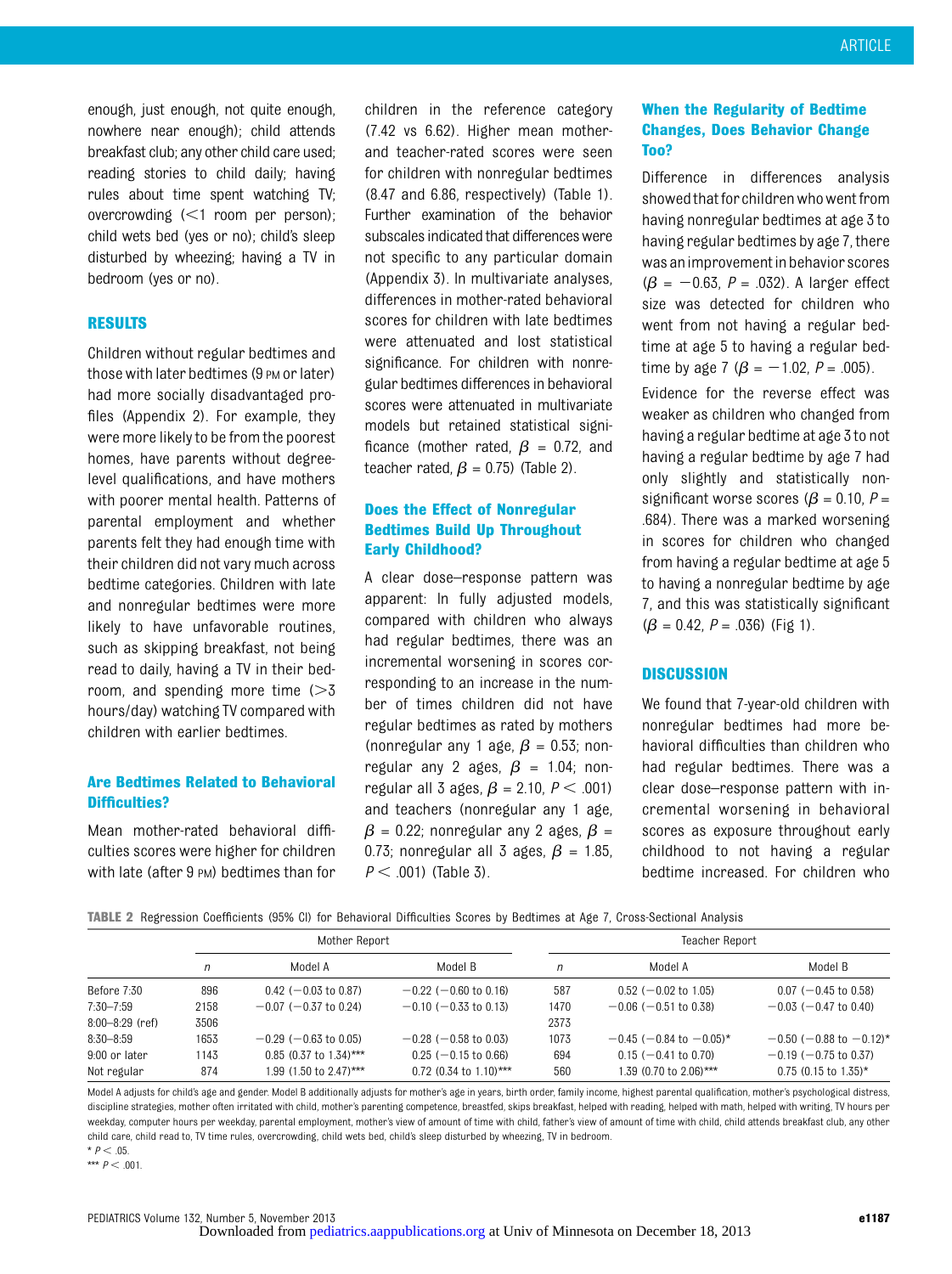enough, just enough, not quite enough, nowhere near enough); child attends breakfast club; any other child care used; reading stories to child daily; having rules about time spent watching TV; overcrowding (<1 room per person); child wets bed (yes or no); child's sleep disturbed by wheezing; having a TV in bedroom (yes or no).

## RESULTS

Children without regular bedtimes and those with later bedtimes (9 PM or later) had more socially disadvantaged profiles (Appendix 2). For example, they were more likely to be from the poorest homes, have parents without degree-level qualifications, and have mothers with poorer mental health. Patterns of parental employment and whether parents felt they had enough time with their children did not vary much across bedtime categories. Children with late and nonregular bedtimes were more likely to have unfavorable routines, such as skipping breakfast, not being read to daily, having a TV in their bedroom, and spending more time (>3 hours/day) watching TV compared with children with earlier bedtimes.

### Are Bedtimes Related to Behavioral Difficulties?

Mean mother-rated behavioral difficulties scores were higher for children with late (after 9 PM) bedtimes than for children in the reference category (7.42 vs 6.62). Higher mean mother- and teacher-rated scores were seen for children with nonregular bedtimes (8.47 and 6.86, respectively) (Table 1). Further examination of the behavior subscales indicated that differences were not specific to any particular domain (Appendix 3). In multivariate analyses, differences in mother-rated behavioral scores for children with late bedtimes were attenuated and lost statistical significance. For children with nonregular bedtimes differences in behavioral scores were attenuated in multivariate models but retained statistical significance (mother rated, $\beta$ = 0.72, and teacher rated, $\beta$ = 0.75) (Table 2).

### Does the Effect of Nonregular Bedtimes Build Up Throughout Early Childhood?

A clear dose–response pattern was apparent: In fully adjusted models, compared with children who always had regular bedtimes, there was an incremental worsening in scores corresponding to an increase in the number of times children did not have regular bedtimes as rated by mothers (nonregular any 1 age, $\beta$ = 0.53; nonregular any 2 ages, $\beta$ = 1.04; nonregular all 3 ages, $\beta$ = 2.10, $P < .001$) and teachers (nonregular any 1 age, $\beta$ = 0.22; nonregular any 2 ages, $\beta$ = 0.73; nonregular all 3 ages, $\beta$ = 1.85, $P < .001$) (Table 3).

### When the Regularity of Bedtime Changes, Does Behavior Change Too?

Difference in differences analysis showed that for children who went from having nonregular bedtimes at age 3 to having regular bedtimes by age 7, there was an improvement in behavior scores ($\beta$ = −0.63, $P$ = .032). A larger effect size was detected for children who went from not having a regular bedtime at age 5 to having a regular bedtime by age 7 ($\beta$ = −1.02, $P$ = .005).

Evidence for the reverse effect was weaker as children who changed from having a regular bedtime at age 3 to not having a regular bedtime by age 7 had only slightly and statistically nonsignificant worse scores ($\beta$ = 0.10, $P$ = .684). There was a marked worsening in scores for children who changed from having a regular bedtime at age 5 to having a nonregular bedtime by age 7, and this was statistically significant ($\beta$ = 0.42, $P$ = .036) (Fig 1).

## DISCUSSION

We found that 7-year-old children with nonregular bedtimes had more behavioral difficulties than children who had regular bedtimes. There was a clear dose–response pattern with incremental worsening in behavioral scores as exposure throughout early childhood to not having a regular bedtime increased. For children who

TABLE 2 Regression Coefficients (95% CI) for Behavioral Difficulties Scores by Bedtimes at Age 7, Cross-Sectional Analysis

| | Mother Report | | | Teacher Report | | |
|---|---|---|---|---|---|---|
| | n | Model A | Model B | n | Model A | Model B |
| Before 7:30 | 896 | 0.42 (−0.03 to 0.87) | −0.22 (−0.60 to 0.16) | 587 | 0.52 (−0.02 to 1.05) | 0.07 (−0.45 to 0.58) |
| 7:30–7:59 | 2158 | −0.07 (−0.37 to 0.24) | −0.10 (−0.33 to 0.13) | 1470 | −0.06 (−0.51 to 0.38) | −0.03 (−0.47 to 0.40) |
| 8:00–8:29 (ref) | 3506 | | | 2373 | | |
| 8:30–8:59 | 1653 | −0.29 (−0.63 to 0.05) | −0.28 (−0.58 to 0.03) | 1073 | −0.45 (−0.84 to −0.05)* | −0.50 (−0.88 to −0.12)* |
| 9:00 or later | 1143 | 0.85 (0.37 to 1.34)*** | 0.25 (−0.15 to 0.66) | 694 | 0.15 (−0.41 to 0.70) | −0.19 (−0.75 to 0.37) |
| Not regular | 874 | 1.99 (1.50 to 2.47)*** | 0.72 (0.34 to 1.10)*** | 560 | 1.39 (0.70 to 2.06)*** | 0.75 (0.15 to 1.35)* |

Model A adjusts for child's age and gender. Model B additionally adjusts for mother's age in years, birth order, family income, highest parental qualification, mother's psychological distress, discipline strategies, mother often irritated with child, mother's parenting competence, breastfed, skips breakfast, helped with reading, helped with math, helped with writing, TV hours per weekday, computer hours per weekday, parental employment, mother's view of amount of time with child, father's view of amount of time with child, child attends breakfast club, any other child care, child read to, TV time rules, overcrowding, child wets bed, child's sleep disturbed by wheezing, TV in bedroom.

* $P < .05$.

*** $P < .001$.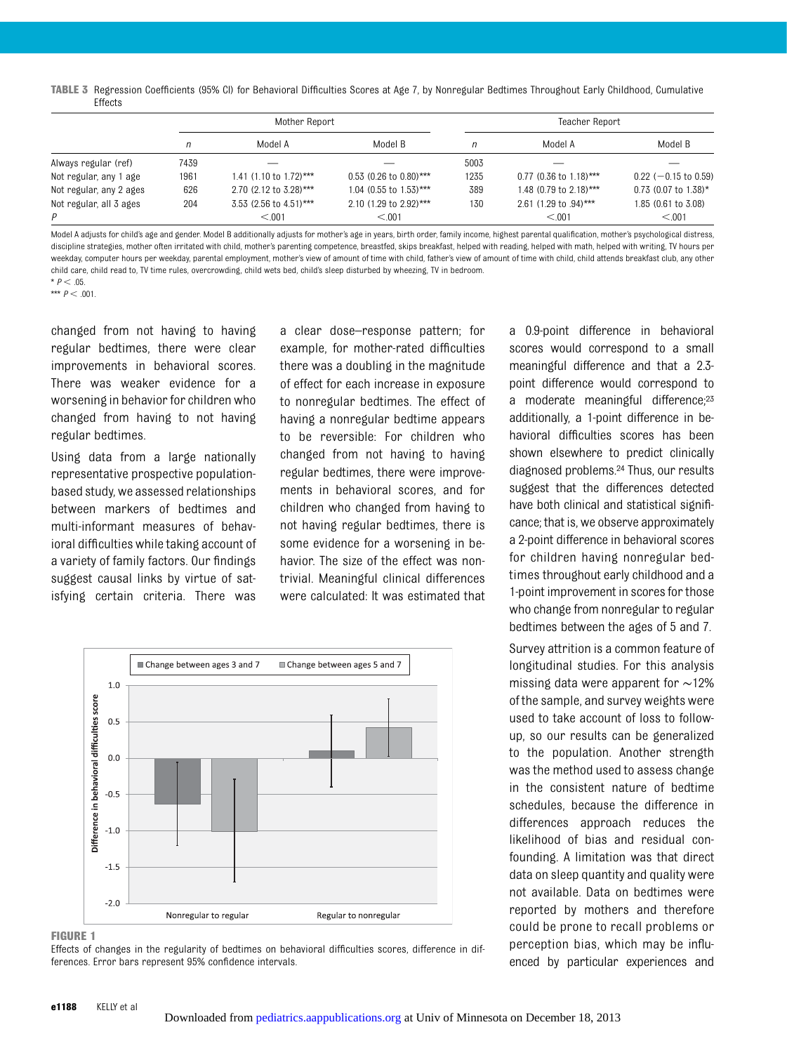**TABLE 3** Regression Coefficients (95% CI) for Behavioral Difficulties Scores at Age 7, by Nonregular Bedtimes Throughout Early Childhood, Cumulative Effects

| | Mother Report | | | Teacher Report | | |
|---|---|---|---|---|---|---|
| | *n* | Model A | Model B | *n* | Model A | Model B |
| Always regular (ref) | 7439 | — | — | 5003 | — | — |
| Not regular, any 1 age | 1961 | 1.41 (1.10 to 1.72)*** | 0.53 (0.26 to 0.80)*** | 1235 | 0.77 (0.36 to 1.18)*** | 0.22 (−0.15 to 0.59) |
| Not regular, any 2 ages | 626 | 2.70 (2.12 to 3.28)*** | 1.04 (0.55 to 1.53)*** | 389 | 1.48 (0.79 to 2.18)*** | 0.73 (0.07 to 1.38)* |
| Not regular, all 3 ages | 204 | 3.53 (2.56 to 4.51)*** | 2.10 (1.29 to 2.92)*** | 130 | 2.61 (1.29 to .94)*** | 1.85 (0.61 to 3.08) |
| *P* | | <.001 | <.001 | | <.001 | <.001 |

Model A adjusts for child's age and gender. Model B additionally adjusts for mother's age in years, birth order, family income, highest parental qualification, mother's psychological distress, discipline strategies, mother often irritated with child, mother's parenting competence, breastfed, skips breakfast, helped with reading, helped with math, helped with writing, TV hours per weekday, computer hours per weekday, parental employment, mother's view of amount of time with child, father's view of amount of time with child, child attends breakfast club, any other child care, child read to, TV time rules, overcrowding, child wets bed, child's sleep disturbed by wheezing, TV in bedroom.
* $P < .05$.
*** $P < .001$.

changed from not having to having regular bedtimes, there were clear improvements in behavioral scores. There was weaker evidence for a worsening in behavior for children who changed from having to not having regular bedtimes.

Using data from a large nationally representative prospective population-based study, we assessed relationships between markers of bedtimes and multi-informant measures of behavioral difficulties while taking account of a variety of family factors. Our findings suggest causal links by virtue of satisfying certain criteria. There was a clear dose–response pattern; for example, for mother-rated difficulties there was a doubling in the magnitude of effect for each increase in exposure to nonregular bedtimes. The effect of having a nonregular bedtime appears to be reversible: For children who changed from not having to having regular bedtimes, there were improvements in behavioral scores, and for children who changed from having to not having regular bedtimes, there is some evidence for a worsening in behavior. The size of the effect was nontrivial. Meaningful clinical differences were calculated: It was estimated that a 0.9-point difference in behavioral scores would correspond to a small meaningful difference and that a 2.3-point difference would correspond to a moderate meaningful difference;[23] additionally, a 1-point difference in behavioral difficulties has been shown elsewhere to predict clinically diagnosed problems.[24] Thus, our results suggest that the differences detected have both clinical and statistical significance; that is, we observe approximately a 2-point difference in behavioral scores for children having nonregular bedtimes throughout early childhood and a 1-point improvement in scores for those who change from nonregular to regular bedtimes between the ages of 5 and 7.

**FIGURE 1**
Effects of changes in the regularity of bedtimes on behavioral difficulties scores, difference in differences. Error bars represent 95% confidence intervals.

Survey attrition is a common feature of longitudinal studies. For this analysis missing data were apparent for ~12% of the sample, and survey weights were used to take account of loss to follow-up, so our results can be generalized to the population. Another strength was the method used to assess change in the consistent nature of bedtime schedules, because the difference in differences approach reduces the likelihood of bias and residual confounding. A limitation was that direct data on sleep quantity and quality were not available. Data on bedtimes were reported by mothers and therefore could be prone to recall problems or perception bias, which may be influenced by particular experiences and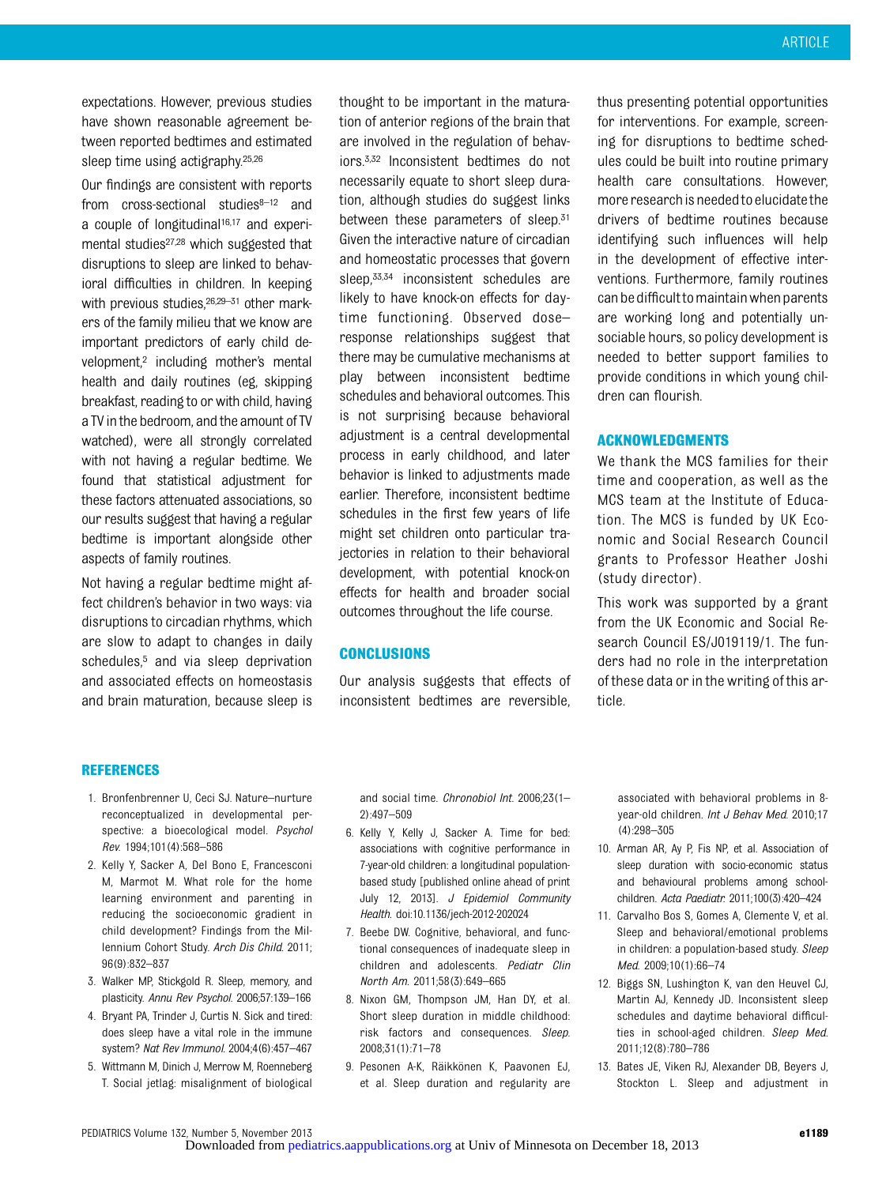expectations. However, previous studies have shown reasonable agreement between reported bedtimes and estimated sleep time using actigraphy.[25,26]

Our findings are consistent with reports from cross-sectional studies[8–12] and a couple of longitudinal[16,17] and experimental studies[27,28] which suggested that disruptions to sleep are linked to behavioral difficulties in children. In keeping with previous studies,[26,29–31] other markers of the family milieu that we know are important predictors of early child development,[2] including mother's mental health and daily routines (eg, skipping breakfast, reading to or with child, having a TV in the bedroom, and the amount of TV watched), were all strongly correlated with not having a regular bedtime. We found that statistical adjustment for these factors attenuated associations, so our results suggest that having a regular bedtime is important alongside other aspects of family routines.

Not having a regular bedtime might affect children's behavior in two ways: via disruptions to circadian rhythms, which are slow to adapt to changes in daily schedules,[5] and via sleep deprivation and associated effects on homeostasis and brain maturation, because sleep is thought to be important in the maturation of anterior regions of the brain that are involved in the regulation of behaviors.[3,32] Inconsistent bedtimes do not necessarily equate to short sleep duration, although studies do suggest links between these parameters of sleep.[31] Given the interactive nature of circadian and homeostatic processes that govern sleep,[33,34] inconsistent schedules are likely to have knock-on effects for daytime functioning. Observed dose–response relationships suggest that there may be cumulative mechanisms at play between inconsistent bedtime schedules and behavioral outcomes. This is not surprising because behavioral adjustment is a central developmental process in early childhood, and later behavior is linked to adjustments made earlier. Therefore, inconsistent bedtime schedules in the first few years of life might set children onto particular trajectories in relation to their behavioral development, with potential knock-on effects for health and broader social outcomes throughout the life course.

## CONCLUSIONS

Our analysis suggests that effects of inconsistent bedtimes are reversible, thus presenting potential opportunities for interventions. For example, screening for disruptions to bedtime schedules could be built into routine primary health care consultations. However, more research is needed to elucidate the drivers of bedtime routines because identifying such influences will help in the development of effective interventions. Furthermore, family routines can be difficult to maintain when parents are working long and potentially unsociable hours, so policy development is needed to better support families to provide conditions in which young children can flourish.

## ACKNOWLEDGMENTS

We thank the MCS families for their time and cooperation, as well as the MCS team at the Institute of Education. The MCS is funded by UK Economic and Social Research Council grants to Professor Heather Joshi (study director).

This work was supported by a grant from the UK Economic and Social Research Council ES/J019119/1. The funders had no role in the interpretation of these data or in the writing of this article.

## REFERENCES

1. Bronfenbrenner U, Ceci SJ. Nature–nurture reconceptualized in developmental perspective: a bioecological model. *Psychol Rev*. 1994;101(4):568–586
2. Kelly Y, Sacker A, Del Bono E, Francesconi M, Marmot M. What role for the home learning environment and parenting in reducing the socioeconomic gradient in child development? Findings from the Millennium Cohort Study. *Arch Dis Child*. 2011;96(9):832–837
3. Walker MP, Stickgold R. Sleep, memory, and plasticity. *Annu Rev Psychol*. 2006;57:139–166
4. Bryant PA, Trinder J, Curtis N. Sick and tired: does sleep have a vital role in the immune system? *Nat Rev Immunol*. 2004;4(6):457–467
5. Wittmann M, Dinich J, Merrow M, Roenneberg T. Social jetlag: misalignment of biological and social time. *Chronobiol Int*. 2006;23(1–2):497–509
6. Kelly Y, Kelly J, Sacker A. Time for bed: associations with cognitive performance in 7-year-old children: a longitudinal population-based study [published online ahead of print July 12, 2013]. *J Epidemiol Community Health*. doi:10.1136/jech-2012-202024
7. Beebe DW. Cognitive, behavioral, and functional consequences of inadequate sleep in children and adolescents. *Pediatr Clin North Am*. 2011;58(3):649–665
8. Nixon GM, Thompson JM, Han DY, et al. Short sleep duration in middle childhood: risk factors and consequences. *Sleep*. 2008;31(1):71–78
9. Pesonen A-K, Räikkönen K, Paavonen EJ, et al. Sleep duration and regularity are associated with behavioral problems in 8-year-old children. *Int J Behav Med*. 2010;17(4):298–305
10. Arman AR, Ay P, Fis NP, et al. Association of sleep duration with socio-economic status and behavioural problems among schoolchildren. *Acta Paediatr*. 2011;100(3):420–424
11. Carvalho Bos S, Gomes A, Clemente V, et al. Sleep and behavioral/emotional problems in children: a population-based study. *Sleep Med*. 2009;10(1):66–74
12. Biggs SN, Lushington K, van den Heuvel CJ, Martin AJ, Kennedy JD. Inconsistent sleep schedules and daytime behavioral difficulties in school-aged children. *Sleep Med*. 2011;12(8):780–786
13. Bates JE, Viken RJ, Alexander DB, Beyers J, Stockton L. Sleep and adjustment in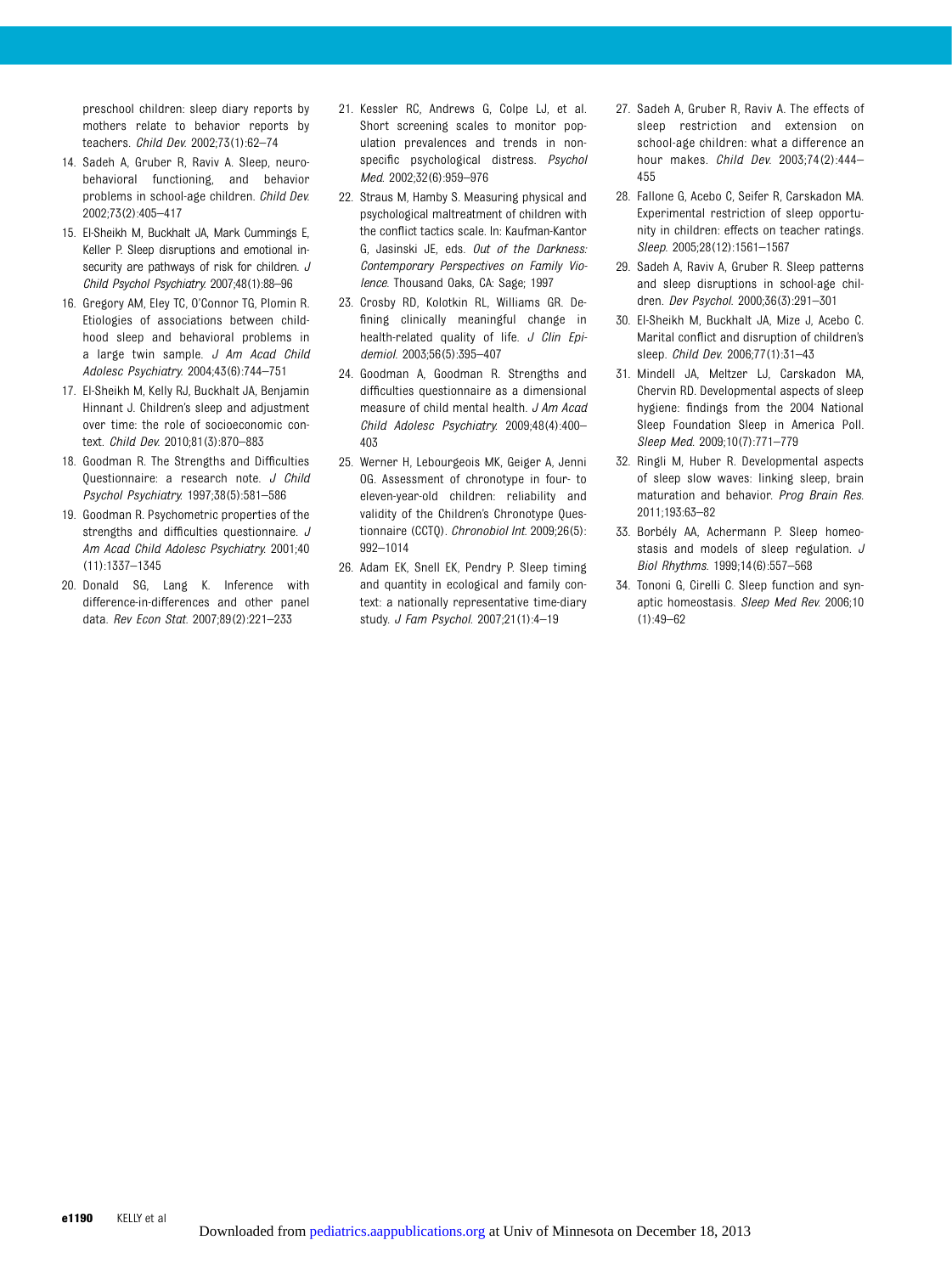preschool children: sleep diary reports by mothers relate to behavior reports by teachers. *Child Dev.* 2002;73(1):62–74

14. Sadeh A, Gruber R, Raviv A. Sleep, neurobehavioral functioning, and behavior problems in school-age children. *Child Dev.* 2002;73(2):405–417
15. El-Sheikh M, Buckhalt JA, Mark Cummings E, Keller P. Sleep disruptions and emotional insecurity are pathways of risk for children. *J Child Psychol Psychiatry.* 2007;48(1):88–96
16. Gregory AM, Eley TC, O'Connor TG, Plomin R. Etiologies of associations between childhood sleep and behavioral problems in a large twin sample. *J Am Acad Child Adolesc Psychiatry.* 2004;43(6):744–751
17. El-Sheikh M, Kelly RJ, Buckhalt JA, Benjamin Hinnant J. Children's sleep and adjustment over time: the role of socioeconomic context. *Child Dev.* 2010;81(3):870–883
18. Goodman R. The Strengths and Difficulties Questionnaire: a research note. *J Child Psychol Psychiatry.* 1997;38(5):581–586
19. Goodman R. Psychometric properties of the strengths and difficulties questionnaire. *J Am Acad Child Adolesc Psychiatry.* 2001;40(11):1337–1345
20. Donald SG, Lang K. Inference with difference-in-differences and other panel data. *Rev Econ Stat.* 2007;89(2):221–233
21. Kessler RC, Andrews G, Colpe LJ, et al. Short screening scales to monitor population prevalences and trends in nonspecific psychological distress. *Psychol Med.* 2002;32(6):959–976
22. Straus M, Hamby S. Measuring physical and psychological maltreatment of children with the conflict tactics scale. In: Kaufman-Kantor G, Jasinski JE, eds. *Out of the Darkness: Contemporary Perspectives on Family Violence.* Thousand Oaks, CA: Sage; 1997
23. Crosby RD, Kolotkin RL, Williams GR. Defining clinically meaningful change in health-related quality of life. *J Clin Epidemiol.* 2003;56(5):395–407
24. Goodman A, Goodman R. Strengths and difficulties questionnaire as a dimensional measure of child mental health. *J Am Acad Child Adolesc Psychiatry.* 2009;48(4):400–403
25. Werner H, Lebourgeois MK, Geiger A, Jenni OG. Assessment of chronotype in four- to eleven-year-old children: reliability and validity of the Children's Chronotype Questionnaire (CCTQ). *Chronobiol Int.* 2009;26(5):992–1014
26. Adam EK, Snell EK, Pendry P. Sleep timing and quantity in ecological and family context: a nationally representative time-diary study. *J Fam Psychol.* 2007;21(1):4–19
27. Sadeh A, Gruber R, Raviv A. The effects of sleep restriction and extension on school-age children: what a difference an hour makes. *Child Dev.* 2003;74(2):444–455
28. Fallone G, Acebo C, Seifer R, Carskadon MA. Experimental restriction of sleep opportunity in children: effects on teacher ratings. *Sleep.* 2005;28(12):1561–1567
29. Sadeh A, Raviv A, Gruber R. Sleep patterns and sleep disruptions in school-age children. *Dev Psychol.* 2000;36(3):291–301
30. El-Sheikh M, Buckhalt JA, Mize J, Acebo C. Marital conflict and disruption of children's sleep. *Child Dev.* 2006;77(1):31–43
31. Mindell JA, Meltzer LJ, Carskadon MA, Chervin RD. Developmental aspects of sleep hygiene: findings from the 2004 National Sleep Foundation Sleep in America Poll. *Sleep Med.* 2009;10(7):771–779
32. Ringli M, Huber R. Developmental aspects of sleep slow waves: linking sleep, brain maturation and behavior. *Prog Brain Res.* 2011;193:63–82
33. Borbély AA, Achermann P. Sleep homeostasis and models of sleep regulation. *J Biol Rhythms.* 1999;14(6):557–568
34. Tononi G, Cirelli C. Sleep function and synaptic homeostasis. *Sleep Med Rev.* 2006;10(1):49–62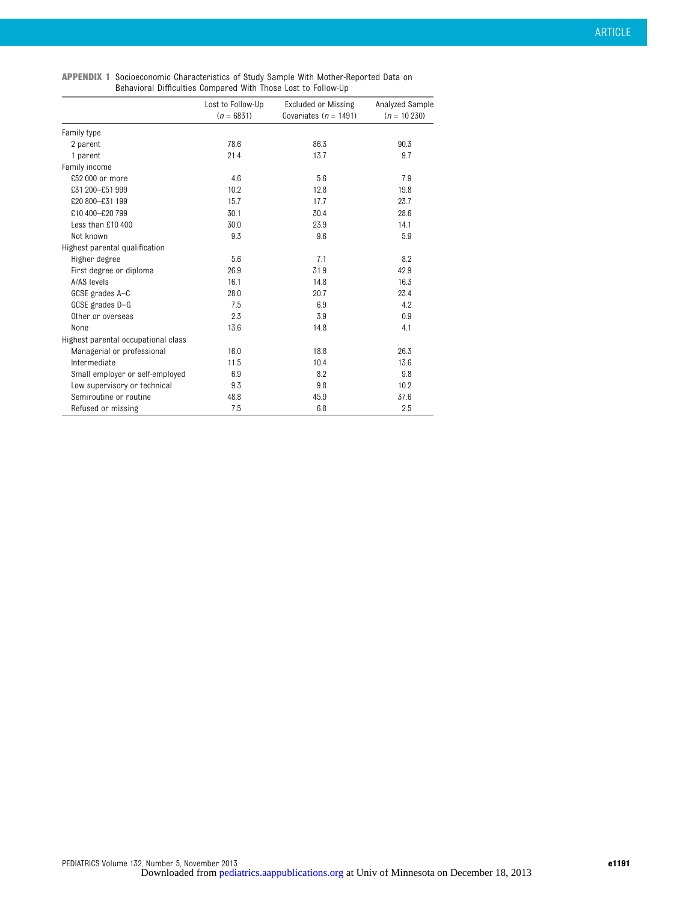**APPENDIX 1** Socioeconomic Characteristics of Study Sample With Mother-Reported Data on Behavioral Difficulties Compared With Those Lost to Follow-Up

| | Lost to Follow-Up (*n* = 6831) | Excluded or Missing Covariates (*n* = 1491) | Analyzed Sample (*n* = 10 230) |
|---|---|---|---|
| Family type | | | |
| 2 parent | 78.6 | 86.3 | 90.3 |
| 1 parent | 21.4 | 13.7 | 9.7 |
| Family income | | | |
| £52 000 or more | 4.6 | 5.6 | 7.9 |
| £31 200–£51 999 | 10.2 | 12.8 | 19.8 |
| £20 800–£31 199 | 15.7 | 17.7 | 23.7 |
| £10 400–£20 799 | 30.1 | 30.4 | 28.6 |
| Less than £10 400 | 30.0 | 23.9 | 14.1 |
| Not known | 9.3 | 9.6 | 5.9 |
| Highest parental qualification | | | |
| Higher degree | 5.6 | 7.1 | 8.2 |
| First degree or diploma | 26.9 | 31.9 | 42.9 |
| A/AS levels | 16.1 | 14.8 | 16.3 |
| GCSE grades A–C | 28.0 | 20.7 | 23.4 |
| GCSE grades D–G | 7.5 | 6.9 | 4.2 |
| Other or overseas | 2.3 | 3.9 | 0.9 |
| None | 13.6 | 14.8 | 4.1 |
| Highest parental occupational class | | | |
| Managerial or professional | 16.0 | 18.8 | 26.3 |
| Intermediate | 11.5 | 10.4 | 13.6 |
| Small employer or self-employed | 6.9 | 8.2 | 9.8 |
| Low supervisory or technical | 9.3 | 9.8 | 10.2 |
| Semiroutine or routine | 48.8 | 45.9 | 37.6 |
| Refused or missing | 7.5 | 6.8 | 2.5 |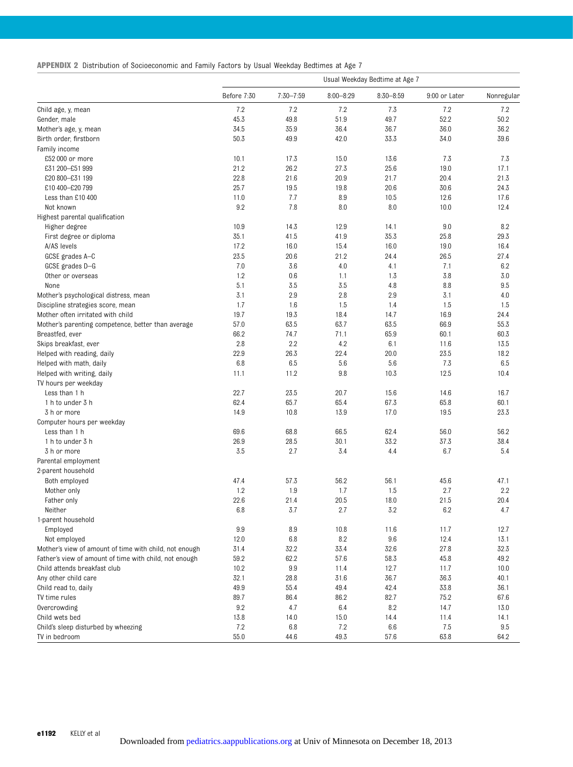**APPENDIX 2** Distribution of Socioeconomic and Family Factors by Usual Weekday Bedtimes at Age 7

| | Usual Weekday Bedtime at Age 7 | | | | | |
|---|---|---|---|---|---|---|
| | Before 7:30 | 7:30–7:59 | 8:00–8:29 | 8:30–8:59 | 9:00 or Later | Nonregular |
| Child age, y, mean | 7.2 | 7.2 | 7.2 | 7.3 | 7.2 | 7.2 |
| Gender, male | 45.3 | 49.8 | 51.9 | 49.7 | 52.2 | 50.2 |
| Mother's age, y, mean | 34.5 | 35.9 | 36.4 | 36.7 | 36.0 | 36.2 |
| Birth order, firstborn | 50.3 | 49.9 | 42.0 | 33.3 | 34.0 | 39.6 |
| Family income | | | | | | |
| £52 000 or more | 10.1 | 17.3 | 15.0 | 13.6 | 7.3 | 7.3 |
| £31 200–£51 999 | 21.2 | 26.2 | 27.3 | 25.6 | 19.0 | 17.1 |
| £20 800–£31 199 | 22.8 | 21.6 | 20.9 | 21.7 | 20.4 | 21.3 |
| £10 400–£20 799 | 25.7 | 19.5 | 19.8 | 20.6 | 30.6 | 24.3 |
| Less than £10 400 | 11.0 | 7.7 | 8.9 | 10.5 | 12.6 | 17.6 |
| Not known | 9.2 | 7.8 | 8.0 | 8.0 | 10.0 | 12.4 |
| Highest parental qualification | | | | | | |
| Higher degree | 10.9 | 14.3 | 12.9 | 14.1 | 9.0 | 8.2 |
| First degree or diploma | 35.1 | 41.5 | 41.9 | 35.3 | 25.8 | 29.3 |
| A/AS levels | 17.2 | 16.0 | 15.4 | 16.0 | 19.0 | 16.4 |
| GCSE grades A–C | 23.5 | 20.6 | 21.2 | 24.4 | 26.5 | 27.4 |
| GCSE grades D–G | 7.0 | 3.6 | 4.0 | 4.1 | 7.1 | 6.2 |
| Other or overseas | 1.2 | 0.6 | 1.1 | 1.3 | 3.8 | 3.0 |
| None | 5.1 | 3.5 | 3.5 | 4.8 | 8.8 | 9.5 |
| Mother's psychological distress, mean | 3.1 | 2.9 | 2.8 | 2.9 | 3.1 | 4.0 |
| Discipline strategies score, mean | 1.7 | 1.6 | 1.5 | 1.4 | 1.5 | 1.5 |
| Mother often irritated with child | 19.7 | 19.3 | 18.4 | 14.7 | 16.9 | 24.4 |
| Mother's parenting competence, better than average | 57.0 | 63.5 | 63.7 | 63.5 | 66.9 | 55.3 |
| Breastfed, ever | 66.2 | 74.7 | 71.1 | 65.9 | 60.1 | 60.3 |
| Skips breakfast, ever | 2.8 | 2.2 | 4.2 | 6.1 | 11.6 | 13.5 |
| Helped with reading, daily | 22.9 | 26.3 | 22.4 | 20.0 | 23.5 | 18.2 |
| Helped with math, daily | 6.8 | 6.5 | 5.6 | 5.6 | 7.3 | 6.5 |
| Helped with writing, daily | 11.1 | 11.2 | 9.8 | 10.3 | 12.5 | 10.4 |
| TV hours per weekday | | | | | | |
| Less than 1 h | 22.7 | 23.5 | 20.7 | 15.6 | 14.6 | 16.7 |
| 1 h to under 3 h | 62.4 | 65.7 | 65.4 | 67.3 | 65.8 | 60.1 |
| 3 h or more | 14.9 | 10.8 | 13.9 | 17.0 | 19.5 | 23.3 |
| Computer hours per weekday | | | | | | |
| Less than 1 h | 69.6 | 68.8 | 66.5 | 62.4 | 56.0 | 56.2 |
| 1 h to under 3 h | 26.9 | 28.5 | 30.1 | 33.2 | 37.3 | 38.4 |
| 3 h or more | 3.5 | 2.7 | 3.4 | 4.4 | 6.7 | 5.4 |
| Parental employment | | | | | | |
| 2-parent household | | | | | | |
| Both employed | 47.4 | 57.3 | 56.2 | 56.1 | 45.6 | 47.1 |
| Mother only | 1.2 | 1.9 | 1.7 | 1.5 | 2.7 | 2.2 |
| Father only | 22.6 | 21.4 | 20.5 | 18.0 | 21.5 | 20.4 |
| Neither | 6.8 | 3.7 | 2.7 | 3.2 | 6.2 | 4.7 |
| 1-parent household | | | | | | |
| Employed | 9.9 | 8.9 | 10.8 | 11.6 | 11.7 | 12.7 |
| Not employed | 12.0 | 6.8 | 8.2 | 9.6 | 12.4 | 13.1 |
| Mother's view of amount of time with child, not enough | 31.4 | 32.2 | 33.4 | 32.6 | 27.8 | 32.3 |
| Father's view of amount of time with child, not enough | 59.2 | 62.2 | 57.6 | 58.3 | 45.8 | 49.2 |
| Child attends breakfast club | 10.2 | 9.9 | 11.4 | 12.7 | 11.7 | 10.0 |
| Any other child care | 32.1 | 28.8 | 31.6 | 36.7 | 36.3 | 40.1 |
| Child read to, daily | 49.9 | 55.4 | 49.4 | 42.4 | 33.8 | 36.1 |
| TV time rules | 89.7 | 86.4 | 86.2 | 82.7 | 75.2 | 67.6 |
| Overcrowding | 9.2 | 4.7 | 6.4 | 8.2 | 14.7 | 13.0 |
| Child wets bed | 13.8 | 14.0 | 15.0 | 14.4 | 11.4 | 14.1 |
| Child's sleep disturbed by wheezing | 7.2 | 6.8 | 7.2 | 6.6 | 7.5 | 9.5 |
| TV in bedroom | 55.0 | 44.6 | 49.3 | 57.6 | 63.8 | 64.2 |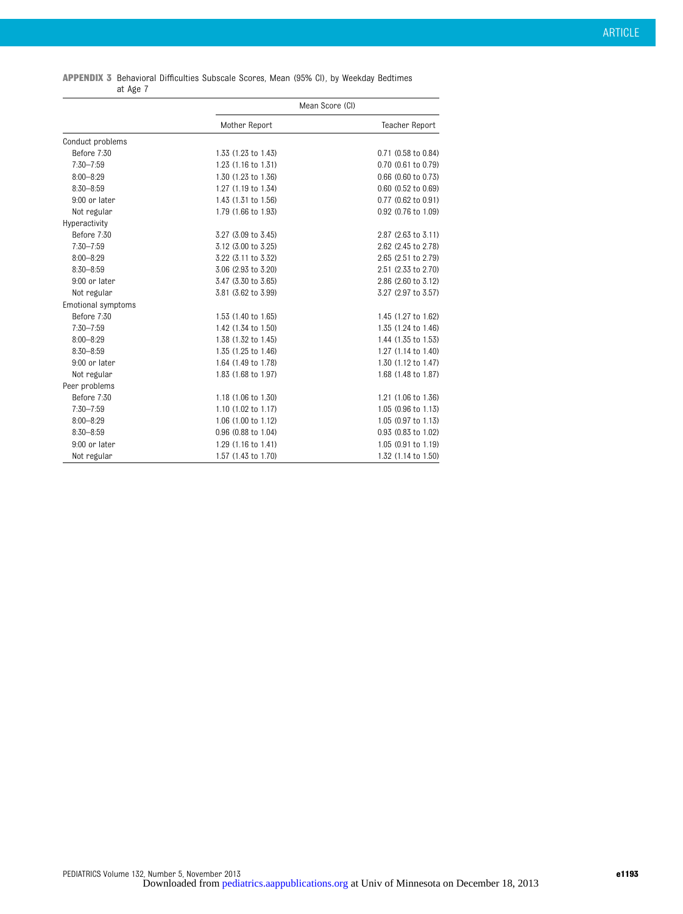**APPENDIX 3** Behavioral Difficulties Subscale Scores, Mean (95% CI), by Weekday Bedtimes at Age 7

| | Mean Score (CI) | |
|---|---|---|
| | Mother Report | Teacher Report |
| Conduct problems | | |
| Before 7:30 | 1.33 (1.23 to 1.43) | 0.71 (0.58 to 0.84) |
| 7:30–7:59 | 1.23 (1.16 to 1.31) | 0.70 (0.61 to 0.79) |
| 8:00–8:29 | 1.30 (1.23 to 1.36) | 0.66 (0.60 to 0.73) |
| 8:30–8:59 | 1.27 (1.19 to 1.34) | 0.60 (0.52 to 0.69) |
| 9:00 or later | 1.43 (1.31 to 1.56) | 0.77 (0.62 to 0.91) |
| Not regular | 1.79 (1.66 to 1.93) | 0.92 (0.76 to 1.09) |
| Hyperactivity | | |
| Before 7:30 | 3.27 (3.09 to 3.45) | 2.87 (2.63 to 3.11) |
| 7:30–7:59 | 3.12 (3.00 to 3.25) | 2.62 (2.45 to 2.78) |
| 8:00–8:29 | 3.22 (3.11 to 3.32) | 2.65 (2.51 to 2.79) |
| 8:30–8:59 | 3.06 (2.93 to 3.20) | 2.51 (2.33 to 2.70) |
| 9:00 or later | 3.47 (3.30 to 3.65) | 2.86 (2.60 to 3.12) |
| Not regular | 3.81 (3.62 to 3.99) | 3.27 (2.97 to 3.57) |
| Emotional symptoms | | |
| Before 7:30 | 1.53 (1.40 to 1.65) | 1.45 (1.27 to 1.62) |
| 7:30–7:59 | 1.42 (1.34 to 1.50) | 1.35 (1.24 to 1.46) |
| 8:00–8:29 | 1.38 (1.32 to 1.45) | 1.44 (1.35 to 1.53) |
| 8:30–8:59 | 1.35 (1.25 to 1.46) | 1.27 (1.14 to 1.40) |
| 9:00 or later | 1.64 (1.49 to 1.78) | 1.30 (1.12 to 1.47) |
| Not regular | 1.83 (1.68 to 1.97) | 1.68 (1.48 to 1.87) |
| Peer problems | | |
| Before 7:30 | 1.18 (1.06 to 1.30) | 1.21 (1.06 to 1.36) |
| 7:30–7:59 | 1.10 (1.02 to 1.17) | 1.05 (0.96 to 1.13) |
| 8:00–8:29 | 1.06 (1.00 to 1.12) | 1.05 (0.97 to 1.13) |
| 8:30–8:59 | 0.96 (0.88 to 1.04) | 0.93 (0.83 to 1.02) |
| 9:00 or later | 1.29 (1.16 to 1.41) | 1.05 (0.91 to 1.19) |
| Not regular | 1.57 (1.43 to 1.70) | 1.32 (1.14 to 1.50) |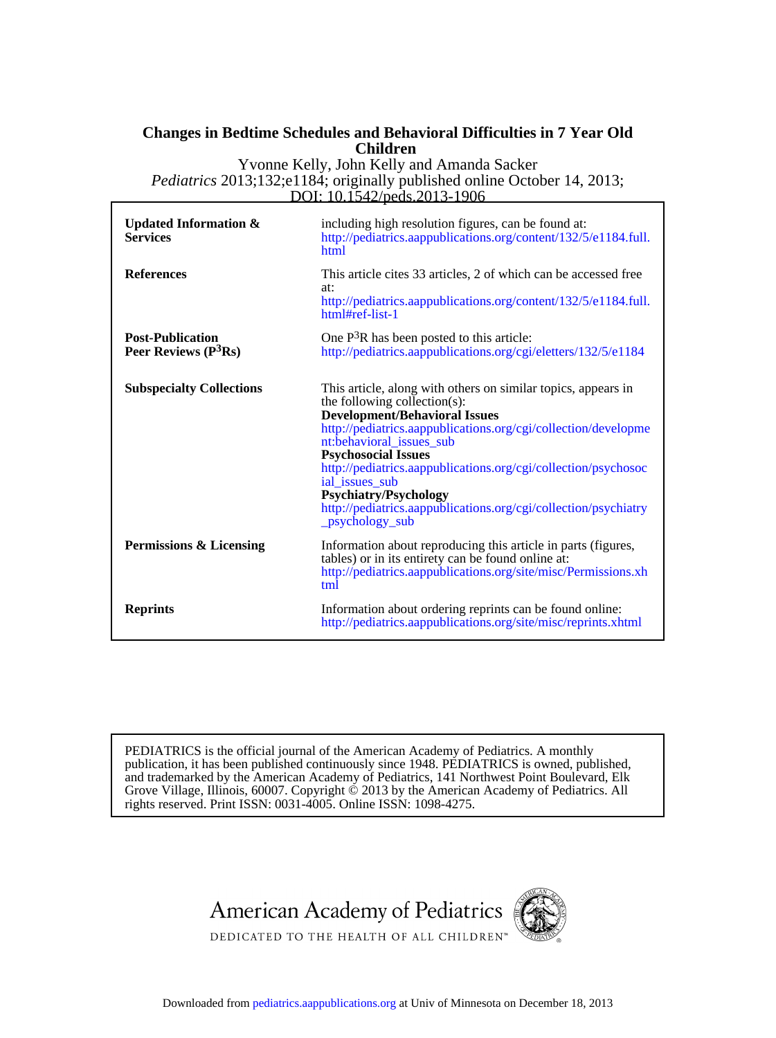# Changes in Bedtime Schedules and Behavioral Difficulties in 7 Year Old Children

Yvonne Kelly, John Kelly and Amanda Sacker

*Pediatrics* 2013;132;e1184; originally published online October 14, 2013;

DOI: 10.1542/peds.2013-1906

| | |
|---|---|
| **Updated Information & Services** | including high resolution figures, can be found at: http://pediatrics.aappublications.org/content/132/5/e1184.full.html |
| **References** | This article cites 33 articles, 2 of which can be accessed free at: http://pediatrics.aappublications.org/content/132/5/e1184.full.html#ref-list-1 |
| **Post-Publication Peer Reviews (P[3]Rs)** | One P[3]R has been posted to this article: http://pediatrics.aappublications.org/cgi/eletters/132/5/e1184 |
| **Subspecialty Collections** | This article, along with others on similar topics, appears in the following collection(s): **Development/Behavioral Issues** http://pediatrics.aappublications.org/cgi/collection/development:behavioral_issues_sub **Psychosocial Issues** http://pediatrics.aappublications.org/cgi/collection/psychosocial_issues_sub **Psychiatry/Psychology** http://pediatrics.aappublications.org/cgi/collection/psychiatry_psychology_sub |
| **Permissions & Licensing** | Information about reproducing this article in parts (figures, tables) or in its entirety can be found online at: http://pediatrics.aappublications.org/site/misc/Permissions.xhtml |
| **Reprints** | Information about ordering reprints can be found online: http://pediatrics.aappublications.org/site/misc/reprints.xhtml |

PEDIATRICS is the official journal of the American Academy of Pediatrics. A monthly publication, it has been published continuously since 1948. PEDIATRICS is owned, published, and trademarked by the American Academy of Pediatrics, 141 Northwest Point Boulevard, Elk Grove Village, Illinois, 60007. Copyright © 2013 by the American Academy of Pediatrics. All rights reserved. Print ISSN: 0031-4005. Online ISSN: 1098-4275.

American Academy of Pediatrics

DEDICATED TO THE HEALTH OF ALL CHILDREN™

Downloaded from pediatrics.aappublications.org at Univ of Minnesota on December 18, 2013